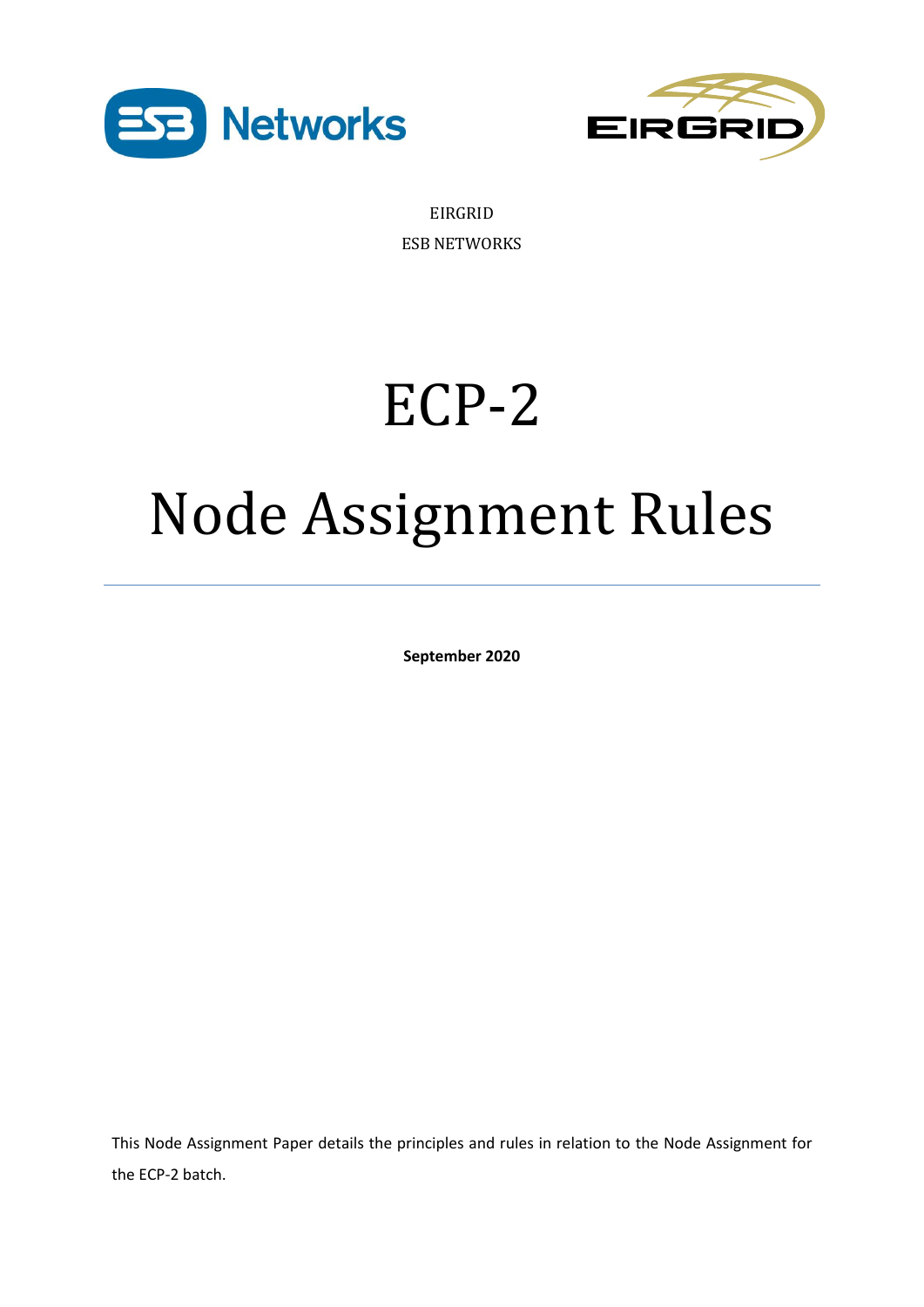EIRGRID

ESB NETWORKS

# ECP-2

# Node Assignment Rules

---

**September 2020**

This Node Assignment Paper details the principles and rules in relation to the Node Assignment for the ECP-2 batch.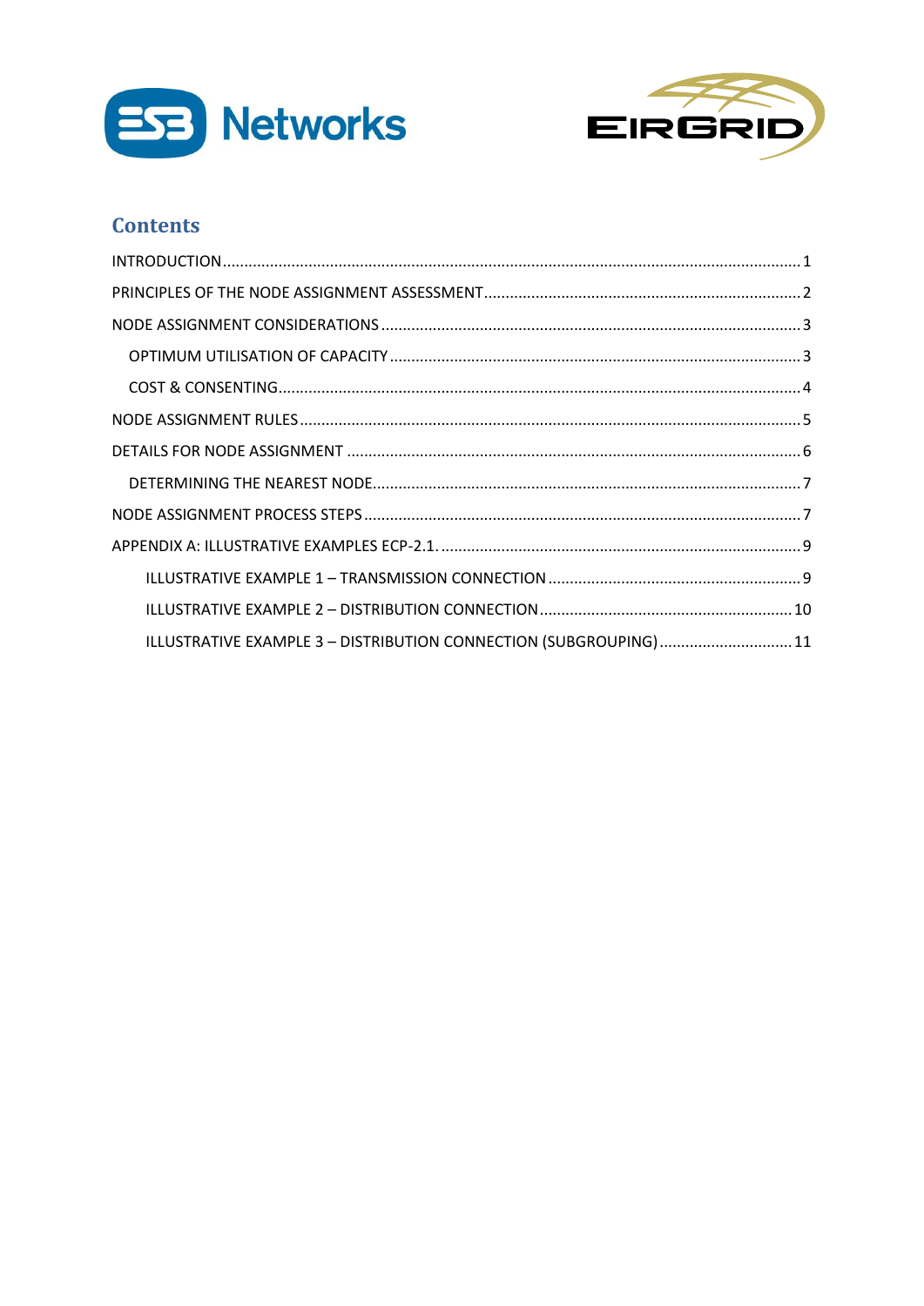## Contents

- INTRODUCTION ..... 1
- PRINCIPLES OF THE NODE ASSIGNMENT ASSESSMENT ..... 2
- NODE ASSIGNMENT CONSIDERATIONS ..... 3
  - OPTIMUM UTILISATION OF CAPACITY ..... 3
  - COST & CONSENTING ..... 4
- NODE ASSIGNMENT RULES ..... 5
- DETAILS FOR NODE ASSIGNMENT ..... 6
  - DETERMINING THE NEAREST NODE ..... 7
- NODE ASSIGNMENT PROCESS STEPS ..... 7
- APPENDIX A: ILLUSTRATIVE EXAMPLES ECP-2.1. ..... 9
  - ILLUSTRATIVE EXAMPLE 1 – TRANSMISSION CONNECTION ..... 9
  - ILLUSTRATIVE EXAMPLE 2 – DISTRIBUTION CONNECTION ..... 10
  - ILLUSTRATIVE EXAMPLE 3 – DISTRIBUTION CONNECTION (SUBGROUPING) ..... 11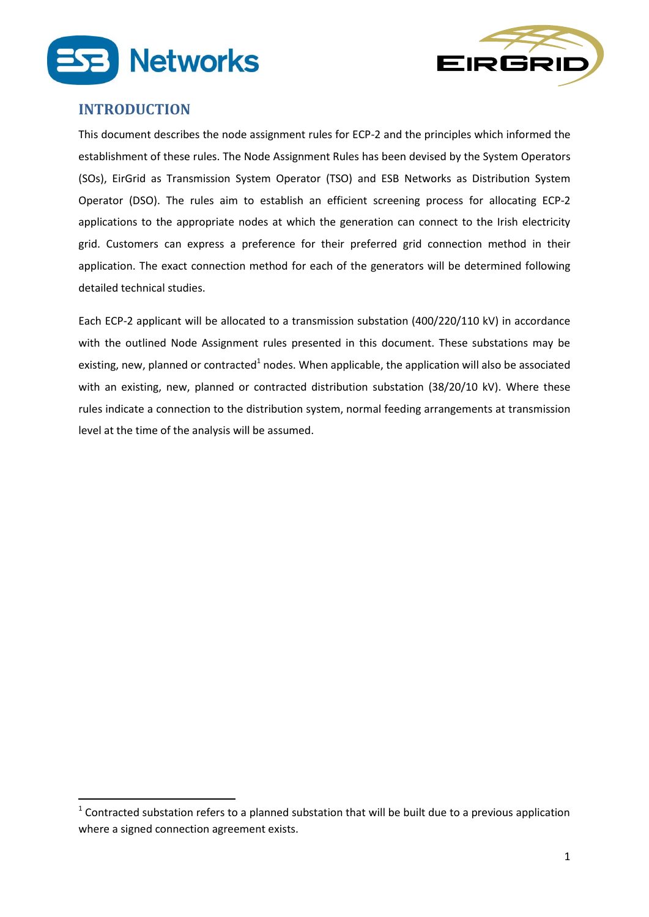## INTRODUCTION

This document describes the node assignment rules for ECP-2 and the principles which informed the establishment of these rules. The Node Assignment Rules has been devised by the System Operators (SOs), EirGrid as Transmission System Operator (TSO) and ESB Networks as Distribution System Operator (DSO). The rules aim to establish an efficient screening process for allocating ECP-2 applications to the appropriate nodes at which the generation can connect to the Irish electricity grid. Customers can express a preference for their preferred grid connection method in their application. The exact connection method for each of the generators will be determined following detailed technical studies.

Each ECP-2 applicant will be allocated to a transmission substation (400/220/110 kV) in accordance with the outlined Node Assignment rules presented in this document. These substations may be existing, new, planned or contracted[1] nodes. When applicable, the application will also be associated with an existing, new, planned or contracted distribution substation (38/20/10 kV). Where these rules indicate a connection to the distribution system, normal feeding arrangements at transmission level at the time of the analysis will be assumed.

[1] Contracted substation refers to a planned substation that will be built due to a previous application where a signed connection agreement exists.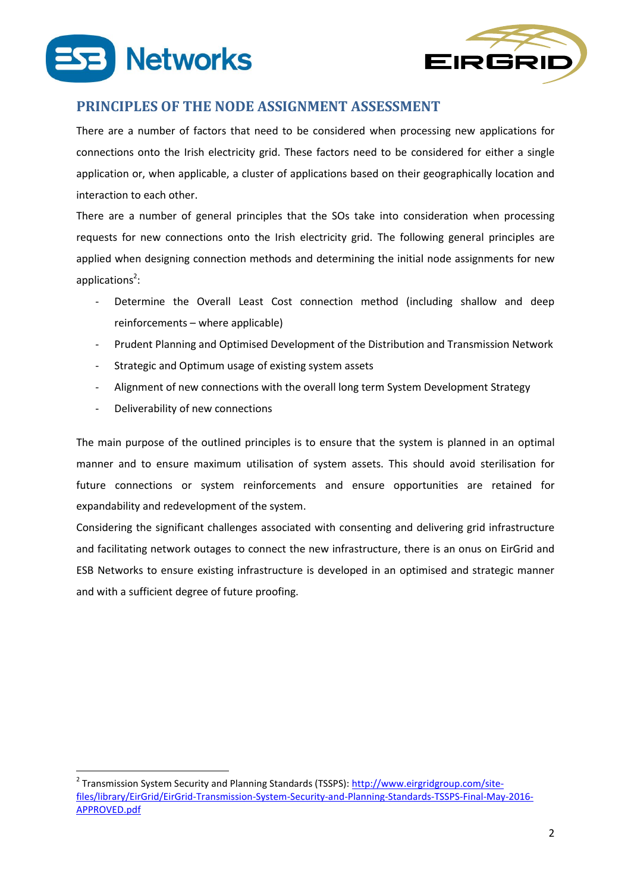## PRINCIPLES OF THE NODE ASSIGNMENT ASSESSMENT

There are a number of factors that need to be considered when processing new applications for connections onto the Irish electricity grid. These factors need to be considered for either a single application or, when applicable, a cluster of applications based on their geographically location and interaction to each other.

There are a number of general principles that the SOs take into consideration when processing requests for new connections onto the Irish electricity grid. The following general principles are applied when designing connection methods and determining the initial node assignments for new applications[2]:

- Determine the Overall Least Cost connection method (including shallow and deep reinforcements – where applicable)
- Prudent Planning and Optimised Development of the Distribution and Transmission Network
- Strategic and Optimum usage of existing system assets
- Alignment of new connections with the overall long term System Development Strategy
- Deliverability of new connections

The main purpose of the outlined principles is to ensure that the system is planned in an optimal manner and to ensure maximum utilisation of system assets. This should avoid sterilisation for future connections or system reinforcements and ensure opportunities are retained for expandability and redevelopment of the system.

Considering the significant challenges associated with consenting and delivering grid infrastructure and facilitating network outages to connect the new infrastructure, there is an onus on EirGrid and ESB Networks to ensure existing infrastructure is developed in an optimised and strategic manner and with a sufficient degree of future proofing.

[2] Transmission System Security and Planning Standards (TSSPS): http://www.eirgridgroup.com/site-files/library/EirGrid/EirGrid-Transmission-System-Security-and-Planning-Standards-TSSPS-Final-May-2016-APPROVED.pdf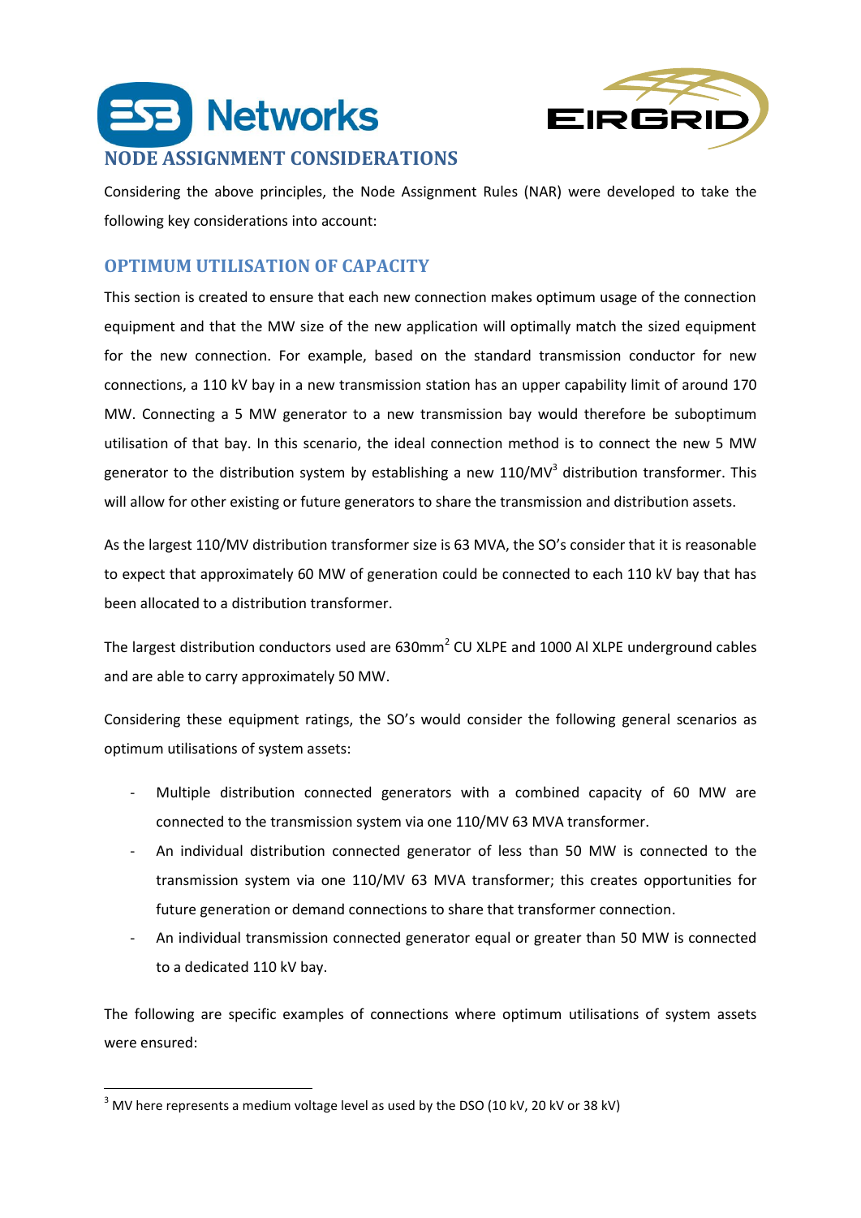## NODE ASSIGNMENT CONSIDERATIONS

Considering the above principles, the Node Assignment Rules (NAR) were developed to take the following key considerations into account:

### OPTIMUM UTILISATION OF CAPACITY

This section is created to ensure that each new connection makes optimum usage of the connection equipment and that the MW size of the new application will optimally match the sized equipment for the new connection. For example, based on the standard transmission conductor for new connections, a 110 kV bay in a new transmission station has an upper capability limit of around 170 MW. Connecting a 5 MW generator to a new transmission bay would therefore be suboptimum utilisation of that bay. In this scenario, the ideal connection method is to connect the new 5 MW generator to the distribution system by establishing a new 110/MV[3] distribution transformer. This will allow for other existing or future generators to share the transmission and distribution assets.

As the largest 110/MV distribution transformer size is 63 MVA, the SO's consider that it is reasonable to expect that approximately 60 MW of generation could be connected to each 110 kV bay that has been allocated to a distribution transformer.

The largest distribution conductors used are 630mm$^2$ CU XLPE and 1000 Al XLPE underground cables and are able to carry approximately 50 MW.

Considering these equipment ratings, the SO's would consider the following general scenarios as optimum utilisations of system assets:

- Multiple distribution connected generators with a combined capacity of 60 MW are connected to the transmission system via one 110/MV 63 MVA transformer.
- An individual distribution connected generator of less than 50 MW is connected to the transmission system via one 110/MV 63 MVA transformer; this creates opportunities for future generation or demand connections to share that transformer connection.
- An individual transmission connected generator equal or greater than 50 MW is connected to a dedicated 110 kV bay.

The following are specific examples of connections where optimum utilisations of system assets were ensured:

[3] MV here represents a medium voltage level as used by the DSO (10 kV, 20 kV or 38 kV)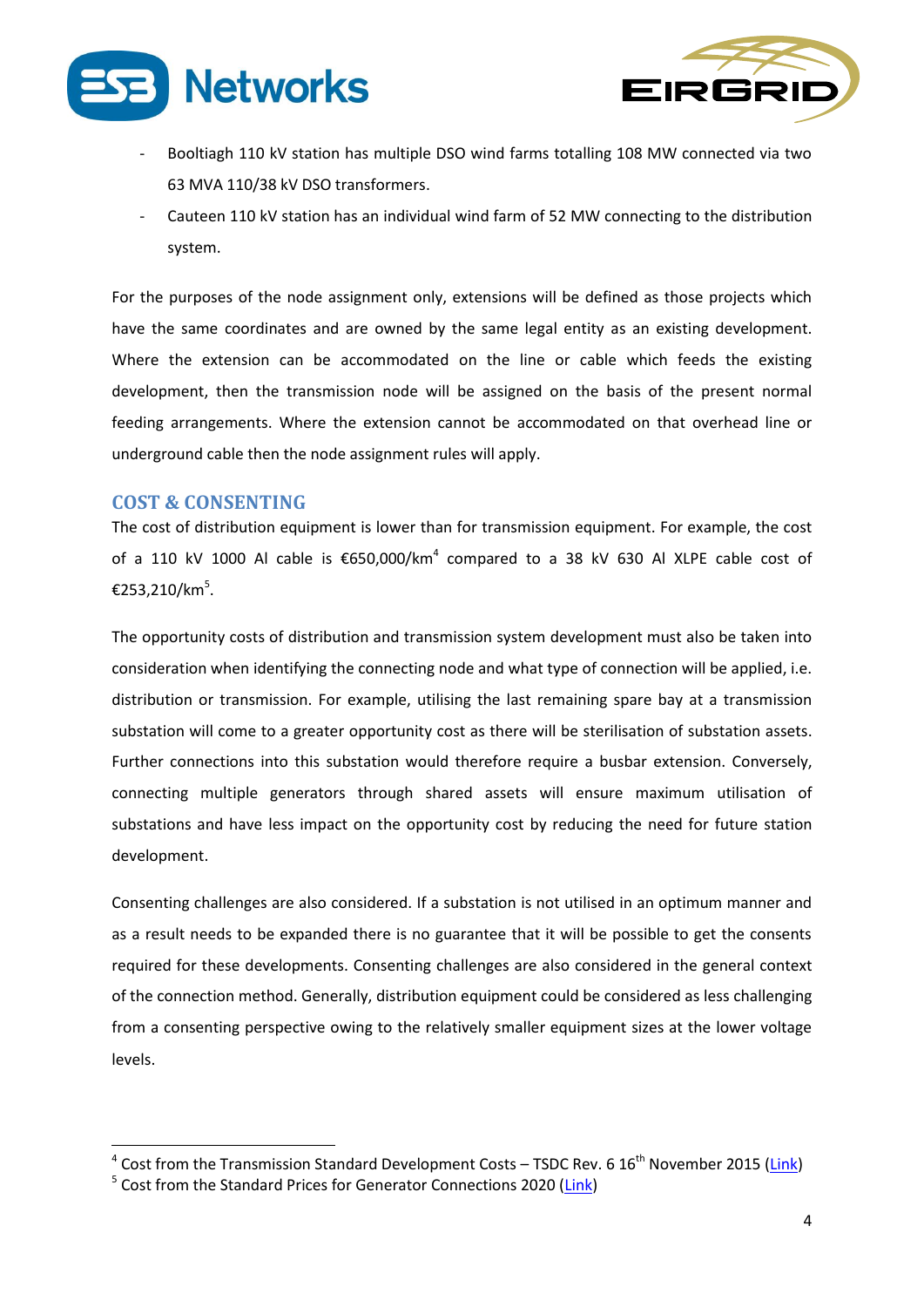- Booltiagh 110 kV station has multiple DSO wind farms totalling 108 MW connected via two 63 MVA 110/38 kV DSO transformers.
- Cauteen 110 kV station has an individual wind farm of 52 MW connecting to the distribution system.

For the purposes of the node assignment only, extensions will be defined as those projects which have the same coordinates and are owned by the same legal entity as an existing development. Where the extension can be accommodated on the line or cable which feeds the existing development, then the transmission node will be assigned on the basis of the present normal feeding arrangements. Where the extension cannot be accommodated on that overhead line or underground cable then the node assignment rules will apply.

## COST & CONSENTING

The cost of distribution equipment is lower than for transmission equipment. For example, the cost of a 110 kV 1000 Al cable is €650,000/km[4] compared to a 38 kV 630 Al XLPE cable cost of €253,210/km[5].

The opportunity costs of distribution and transmission system development must also be taken into consideration when identifying the connecting node and what type of connection will be applied, i.e. distribution or transmission. For example, utilising the last remaining spare bay at a transmission substation will come to a greater opportunity cost as there will be sterilisation of substation assets. Further connections into this substation would therefore require a busbar extension. Conversely, connecting multiple generators through shared assets will ensure maximum utilisation of substations and have less impact on the opportunity cost by reducing the need for future station development.

Consenting challenges are also considered. If a substation is not utilised in an optimum manner and as a result needs to be expanded there is no guarantee that it will be possible to get the consents required for these developments. Consenting challenges are also considered in the general context of the connection method. Generally, distribution equipment could be considered as less challenging from a consenting perspective owing to the relatively smaller equipment sizes at the lower voltage levels.

---

[4] Cost from the Transmission Standard Development Costs – TSDC Rev. 6 16th November 2015 (Link)

[5] Cost from the Standard Prices for Generator Connections 2020 (Link)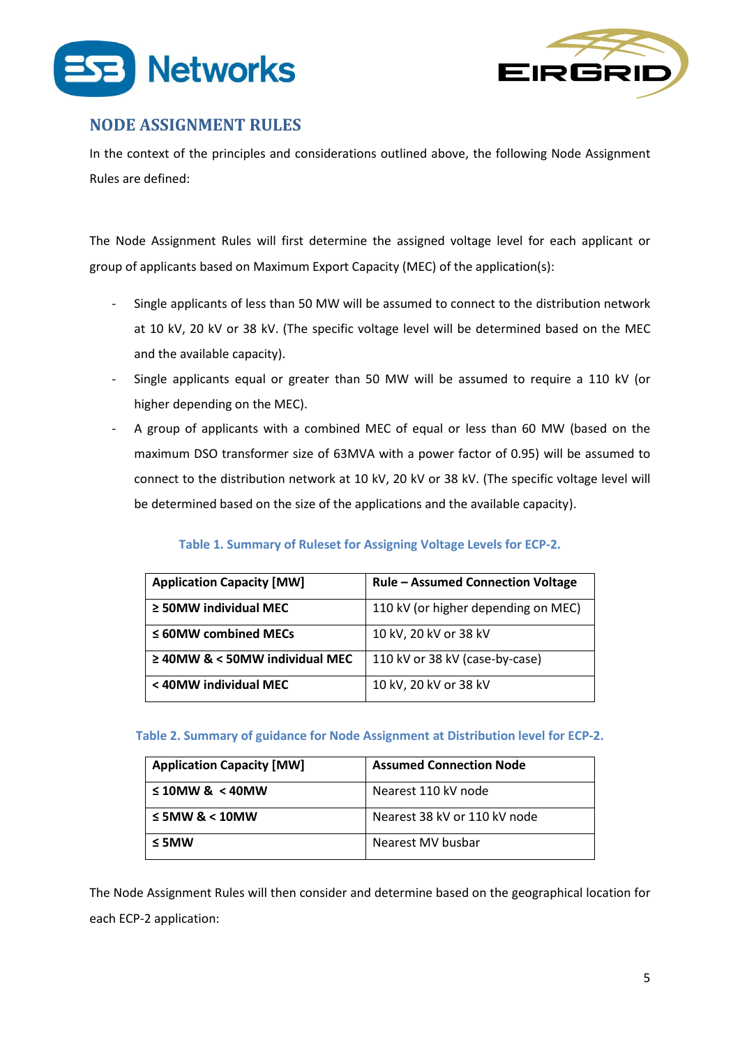## NODE ASSIGNMENT RULES

In the context of the principles and considerations outlined above, the following Node Assignment Rules are defined:

The Node Assignment Rules will first determine the assigned voltage level for each applicant or group of applicants based on Maximum Export Capacity (MEC) of the application(s):

- Single applicants of less than 50 MW will be assumed to connect to the distribution network at 10 kV, 20 kV or 38 kV. (The specific voltage level will be determined based on the MEC and the available capacity).
- Single applicants equal or greater than 50 MW will be assumed to require a 110 kV (or higher depending on the MEC).
- A group of applicants with a combined MEC of equal or less than 60 MW (based on the maximum DSO transformer size of 63MVA with a power factor of 0.95) will be assumed to connect to the distribution network at 10 kV, 20 kV or 38 kV. (The specific voltage level will be determined based on the size of the applications and the available capacity).

**Table 1. Summary of Ruleset for Assigning Voltage Levels for ECP-2.**

| Application Capacity [MW] | Rule – Assumed Connection Voltage |
|---|---|
| **≥ 50MW individual MEC** | 110 kV (or higher depending on MEC) |
| **≤ 60MW combined MECs** | 10 kV, 20 kV or 38 kV |
| **≥ 40MW & < 50MW individual MEC** | 110 kV or 38 kV (case-by-case) |
| **< 40MW individual MEC** | 10 kV, 20 kV or 38 kV |

**Table 2. Summary of guidance for Node Assignment at Distribution level for ECP-2.**

| Application Capacity [MW] | Assumed Connection Node |
|---|---|
| **≤ 10MW & < 40MW** | Nearest 110 kV node |
| **≤ 5MW & < 10MW** | Nearest 38 kV or 110 kV node |
| **≤ 5MW** | Nearest MV busbar |

The Node Assignment Rules will then consider and determine based on the geographical location for each ECP-2 application: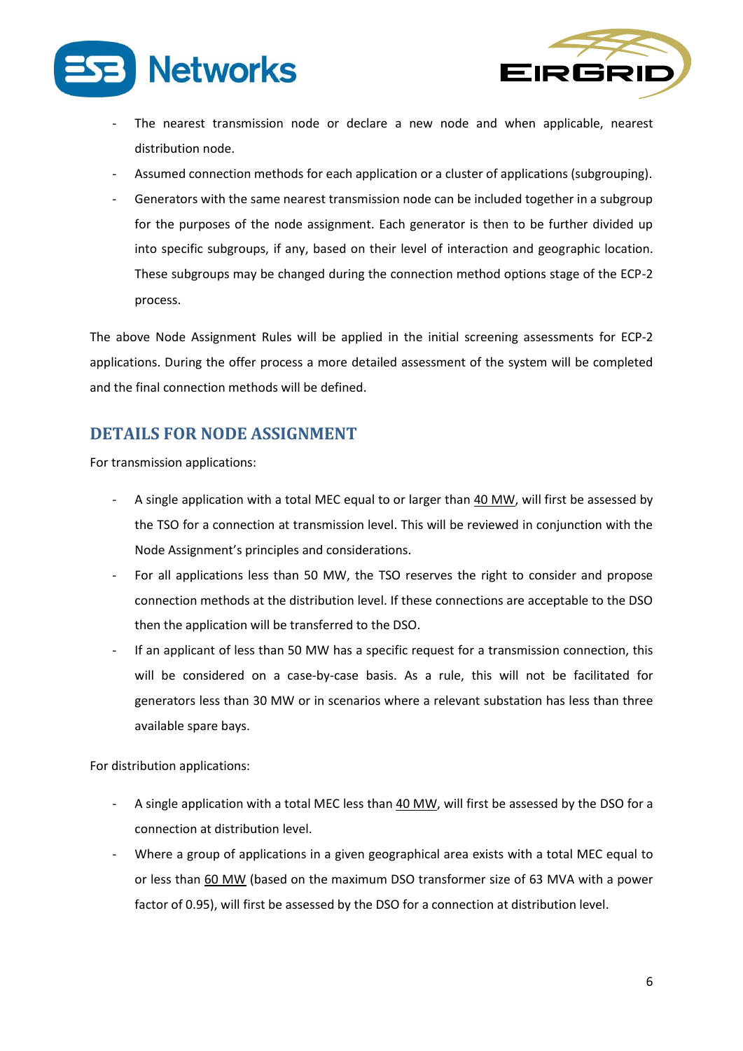- The nearest transmission node or declare a new node and when applicable, nearest distribution node.
- Assumed connection methods for each application or a cluster of applications (subgrouping).
- Generators with the same nearest transmission node can be included together in a subgroup for the purposes of the node assignment. Each generator is then to be further divided up into specific subgroups, if any, based on their level of interaction and geographic location. These subgroups may be changed during the connection method options stage of the ECP-2 process.

The above Node Assignment Rules will be applied in the initial screening assessments for ECP-2 applications. During the offer process a more detailed assessment of the system will be completed and the final connection methods will be defined.

## DETAILS FOR NODE ASSIGNMENT

For transmission applications:

- A single application with a total MEC equal to or larger than 40 MW, will first be assessed by the TSO for a connection at transmission level. This will be reviewed in conjunction with the Node Assignment's principles and considerations.
- For all applications less than 50 MW, the TSO reserves the right to consider and propose connection methods at the distribution level. If these connections are acceptable to the DSO then the application will be transferred to the DSO.
- If an applicant of less than 50 MW has a specific request for a transmission connection, this will be considered on a case-by-case basis. As a rule, this will not be facilitated for generators less than 30 MW or in scenarios where a relevant substation has less than three available spare bays.

For distribution applications:

- A single application with a total MEC less than 40 MW, will first be assessed by the DSO for a connection at distribution level.
- Where a group of applications in a given geographical area exists with a total MEC equal to or less than 60 MW (based on the maximum DSO transformer size of 63 MVA with a power factor of 0.95), will first be assessed by the DSO for a connection at distribution level.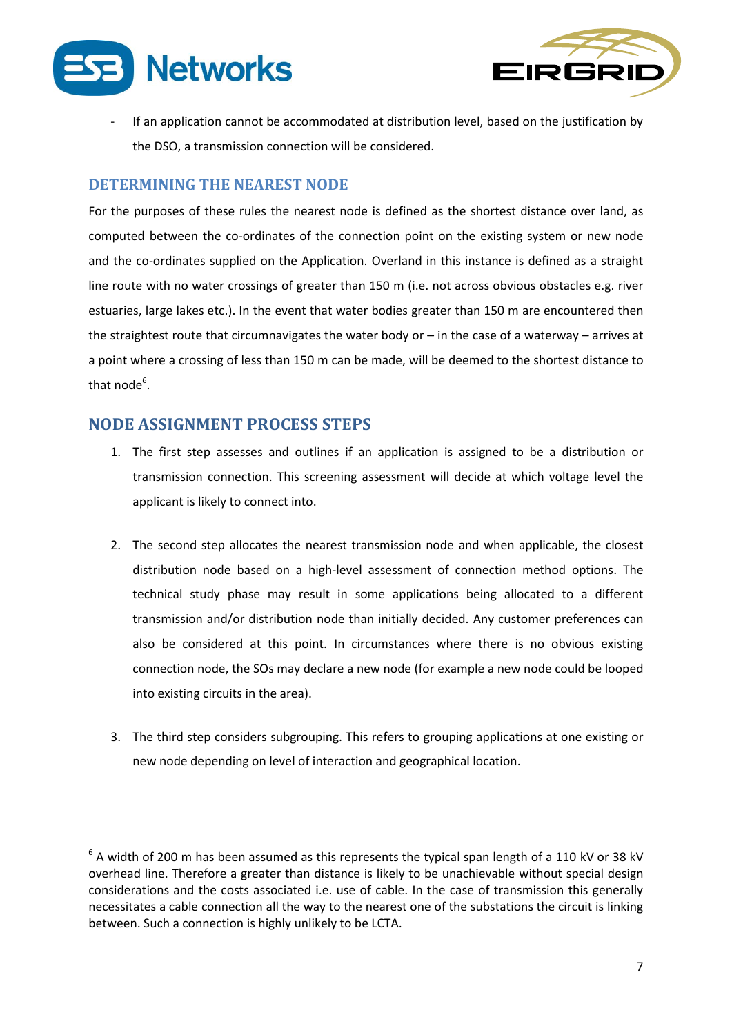- If an application cannot be accommodated at distribution level, based on the justification by the DSO, a transmission connection will be considered.

### DETERMINING THE NEAREST NODE

For the purposes of these rules the nearest node is defined as the shortest distance over land, as computed between the co-ordinates of the connection point on the existing system or new node and the co-ordinates supplied on the Application. Overland in this instance is defined as a straight line route with no water crossings of greater than 150 m (i.e. not across obvious obstacles e.g. river estuaries, large lakes etc.). In the event that water bodies greater than 150 m are encountered then the straightest route that circumnavigates the water body or – in the case of a waterway – arrives at a point where a crossing of less than 150 m can be made, will be deemed to the shortest distance to that node[6].

## NODE ASSIGNMENT PROCESS STEPS

1. The first step assesses and outlines if an application is assigned to be a distribution or transmission connection. This screening assessment will decide at which voltage level the applicant is likely to connect into.

2. The second step allocates the nearest transmission node and when applicable, the closest distribution node based on a high-level assessment of connection method options. The technical study phase may result in some applications being allocated to a different transmission and/or distribution node than initially decided. Any customer preferences can also be considered at this point. In circumstances where there is no obvious existing connection node, the SOs may declare a new node (for example a new node could be looped into existing circuits in the area).

3. The third step considers subgrouping. This refers to grouping applications at one existing or new node depending on level of interaction and geographical location.

---

[6] A width of 200 m has been assumed as this represents the typical span length of a 110 kV or 38 kV overhead line. Therefore a greater than distance is likely to be unachievable without special design considerations and the costs associated i.e. use of cable. In the case of transmission this generally necessitates a cable connection all the way to the nearest one of the substations the circuit is linking between. Such a connection is highly unlikely to be LCTA.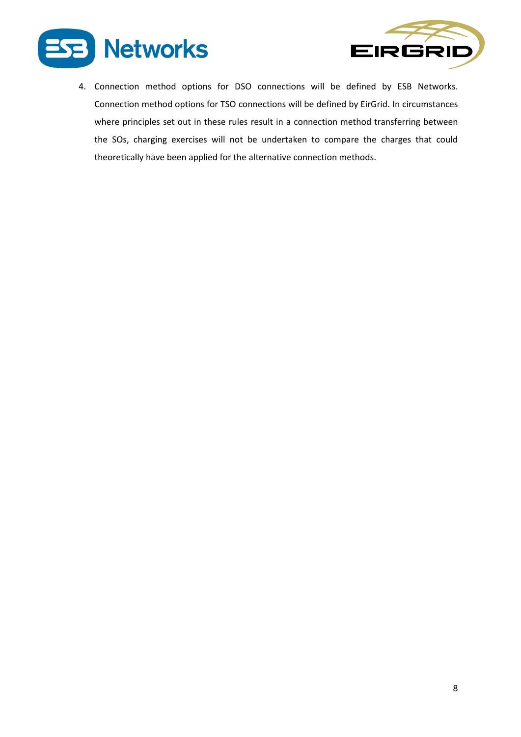4. Connection method options for DSO connections will be defined by ESB Networks. Connection method options for TSO connections will be defined by EirGrid. In circumstances where principles set out in these rules result in a connection method transferring between the SOs, charging exercises will not be undertaken to compare the charges that could theoretically have been applied for the alternative connection methods.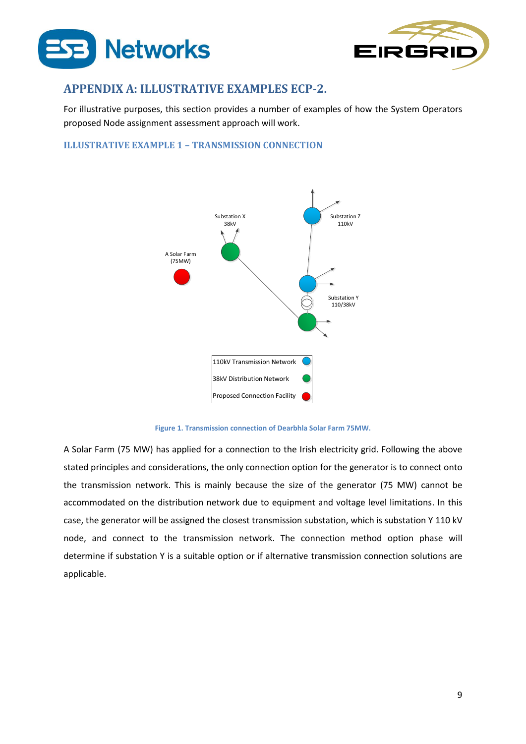## APPENDIX A: ILLUSTRATIVE EXAMPLES ECP-2.

For illustrative purposes, this section provides a number of examples of how the System Operators proposed Node assignment assessment approach will work.

### ILLUSTRATIVE EXAMPLE 1 – TRANSMISSION CONNECTION

Figure 1. Transmission connection of Dearbhla Solar Farm 75MW.

A Solar Farm (75 MW) has applied for a connection to the Irish electricity grid. Following the above stated principles and considerations, the only connection option for the generator is to connect onto the transmission network. This is mainly because the size of the generator (75 MW) cannot be accommodated on the distribution network due to equipment and voltage level limitations. In this case, the generator will be assigned the closest transmission substation, which is substation Y 110 kV node, and connect to the transmission network. The connection method option phase will determine if substation Y is a suitable option or if alternative transmission connection solutions are applicable.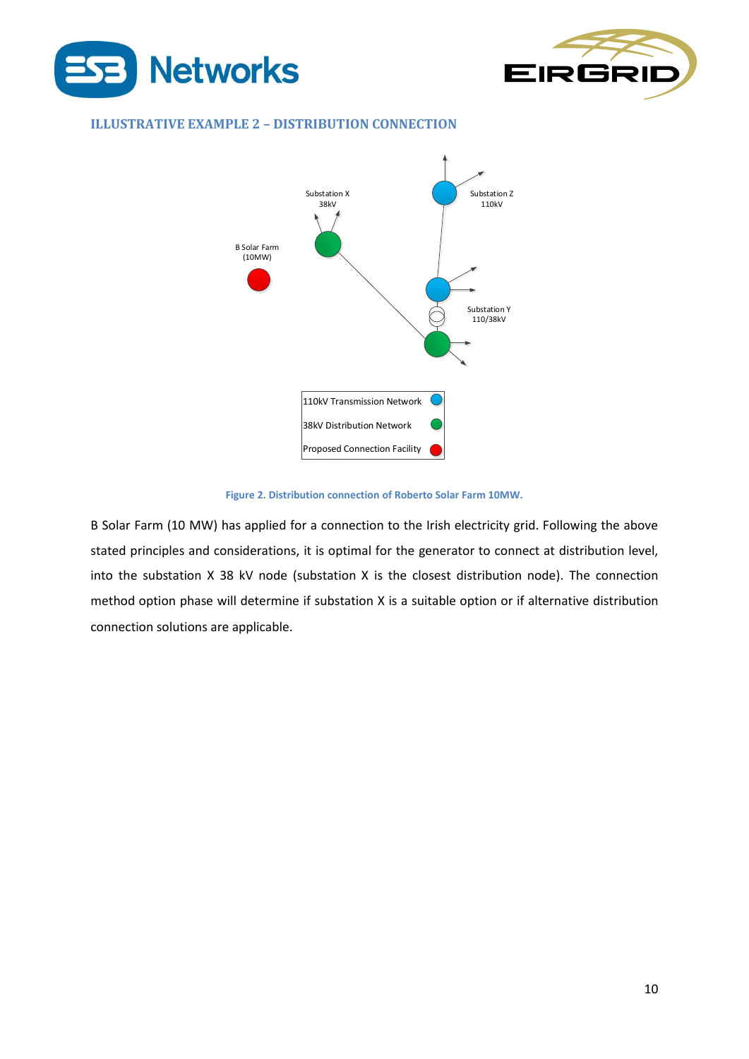### ILLUSTRATIVE EXAMPLE 2 – DISTRIBUTION CONNECTION

Figure 2. Distribution connection of Roberto Solar Farm 10MW.

B Solar Farm (10 MW) has applied for a connection to the Irish electricity grid. Following the above stated principles and considerations, it is optimal for the generator to connect at distribution level, into the substation X 38 kV node (substation X is the closest distribution node). The connection method option phase will determine if substation X is a suitable option or if alternative distribution connection solutions are applicable.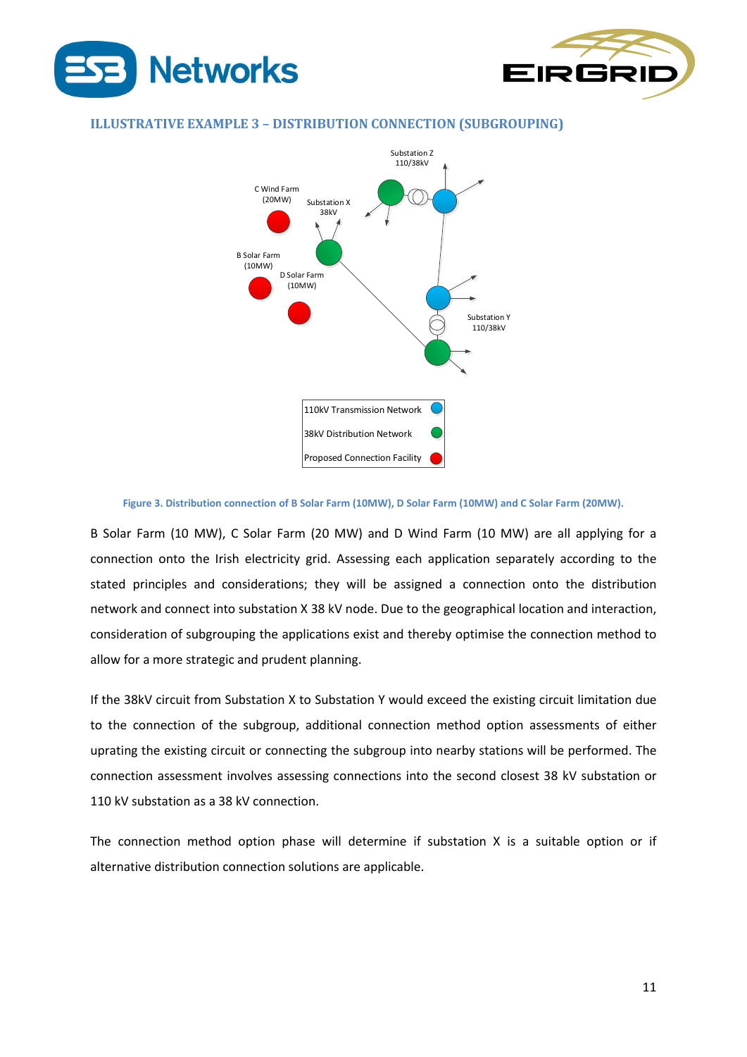## ILLUSTRATIVE EXAMPLE 3 – DISTRIBUTION CONNECTION (SUBGROUPING)

Substation Z
110/38kV

C Wind Farm
(20MW)

Substation X
38kV

B Solar Farm
(10MW)

D Solar Farm
(10MW)

Substation Y
110/38kV

110kV Transmission Network
38kV Distribution Network
Proposed Connection Facility

**Figure 3. Distribution connection of B Solar Farm (10MW), D Solar Farm (10MW) and C Solar Farm (20MW).**

B Solar Farm (10 MW), C Solar Farm (20 MW) and D Wind Farm (10 MW) are all applying for a connection onto the Irish electricity grid. Assessing each application separately according to the stated principles and considerations; they will be assigned a connection onto the distribution network and connect into substation X 38 kV node. Due to the geographical location and interaction, consideration of subgrouping the applications exist and thereby optimise the connection method to allow for a more strategic and prudent planning.

If the 38kV circuit from Substation X to Substation Y would exceed the existing circuit limitation due to the connection of the subgroup, additional connection method option assessments of either uprating the existing circuit or connecting the subgroup into nearby stations will be performed. The connection assessment involves assessing connections into the second closest 38 kV substation or 110 kV substation as a 38 kV connection.

The connection method option phase will determine if substation X is a suitable option or if alternative distribution connection solutions are applicable.